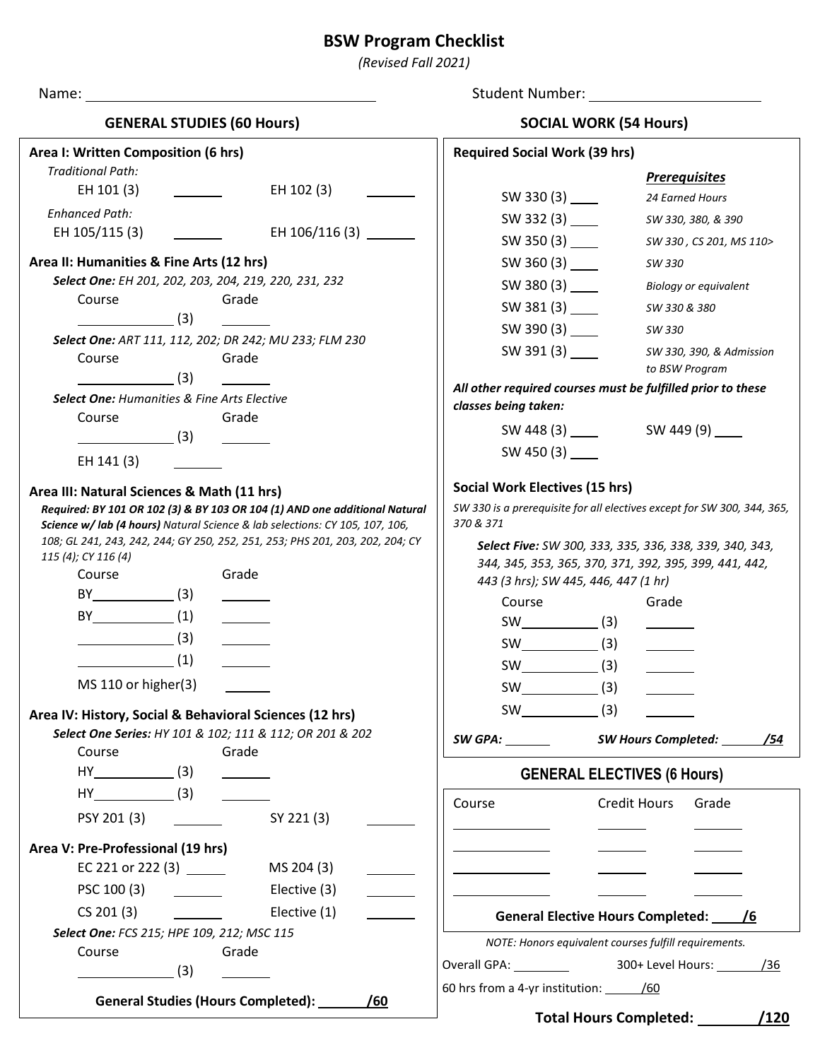# BSW Program Checklist

*(Revised Fall 2021)*

Name: ______________________ Student Number: ______________________

## GENERAL STUDIES (60 Hours)

**Area I: Written Composition (6 hrs)**

*Traditional Path:*

EH 101 (3) ______ EH 102 (3) ______

*Enhanced Path:*

EH 105/115 (3) ______ EH 106/116 (3) ______

**Area II: Humanities & Fine Arts (12 hrs)**

***Select One:*** *EH 201, 202, 203, 204, 219, 220, 231, 232*

| Course | Grade |
|---|---|
| ______ (3) | ______ |

***Select One:*** *ART 111, 112, 202; DR 242; MU 233; FLM 230*

| Course | Grade |
|---|---|
| ______ (3) | ______ |

***Select One:*** *Humanities & Fine Arts Elective*

| Course | Grade |
|---|---|
| ______ (3) | ______ |

EH 141 (3) ______

**Area III: Natural Sciences & Math (11 hrs)**

***Required: BY 101 OR 102 (3) & BY 103 OR 104 (1) AND one additional Natural Science w/ lab (4 hours)*** *Natural Science & lab selections: CY 105, 107, 106, 108; GL 241, 243, 242, 244; GY 250, 252, 251, 253; PHS 201, 203, 202, 204; CY 115 (4); CY 116 (4)*

| Course | Grade |
|---|---|
| BY______ (3) | ______ |
| BY______ (1) | ______ |
| ______ (3) | ______ |
| ______ (1) | ______ |
| MS 110 or higher(3) | ______ |

**Area IV: History, Social & Behavioral Sciences (12 hrs)**

***Select One Series:*** *HY 101 & 102; 111 & 112; OR 201 & 202*

| Course | Grade |
|---|---|
| HY______ (3) | ______ |
| HY______ (3) | ______ |

PSY 201 (3) ______ SY 221 (3) ______

**Area V: Pre-Professional (19 hrs)**

EC 221 or 222 (3) ______ MS 204 (3) ______

PSC 100 (3) ______ Elective (3) ______

CS 201 (3) ______ Elective (1) ______

***Select One:*** *FCS 215; HPE 109, 212; MSC 115*

| Course | Grade |
|---|---|
| ______ (3) | ______ |

**General Studies (Hours Completed): ______ /60**

## SOCIAL WORK (54 Hours)

**Required Social Work (39 hrs)**

| Course | ***Prerequisites*** |
|---|---|
| SW 330 (3) ____ | *24 Earned Hours* |
| SW 332 (3) ____ | *SW 330, 380, & 390* |
| SW 350 (3) ____ | *SW 330 , CS 201, MS 110>* |
| SW 360 (3) ____ | *SW 330* |
| SW 380 (3) ____ | *Biology or equivalent* |
| SW 381 (3) ____ | *SW 330 & 380* |
| SW 390 (3) ____ | *SW 330* |
| SW 391 (3) ____ | *SW 330, 390, & Admission to BSW Program* |

***All other required courses must be fulfilled prior to these classes being taken:***

SW 448 (3) ____ SW 449 (9) ____

SW 450 (3) ____

**Social Work Electives (15 hrs)**

*SW 330 is a prerequisite for all electives except for SW 300, 344, 365, 370 & 371*

***Select Five:*** *SW 300, 333, 335, 336, 338, 339, 340, 343, 344, 345, 353, 365, 370, 371, 392, 395, 399, 441, 442, 443 (3 hrs); SW 445, 446, 447 (1 hr)*

| Course | Grade |
|---|---|
| SW______ (3) | ______ |
| SW______ (3) | ______ |
| SW______ (3) | ______ |
| SW______ (3) | ______ |
| SW______ (3) | ______ |

***SW GPA:*** ______ ***SW Hours Completed:*** ______ ***/54***

## GENERAL ELECTIVES (6 Hours)

| Course | Credit Hours | Grade |
|---|---|---|
| | | |
| | | |
| | | |
| | | |

**General Elective Hours Completed: ____ /6**

*NOTE: Honors equivalent courses fulfill requirements.*

Overall GPA: ______ 300+ Level Hours: ______ /36

60 hrs from a 4-yr institution: ______ /60

**Total Hours Completed: ______ /120**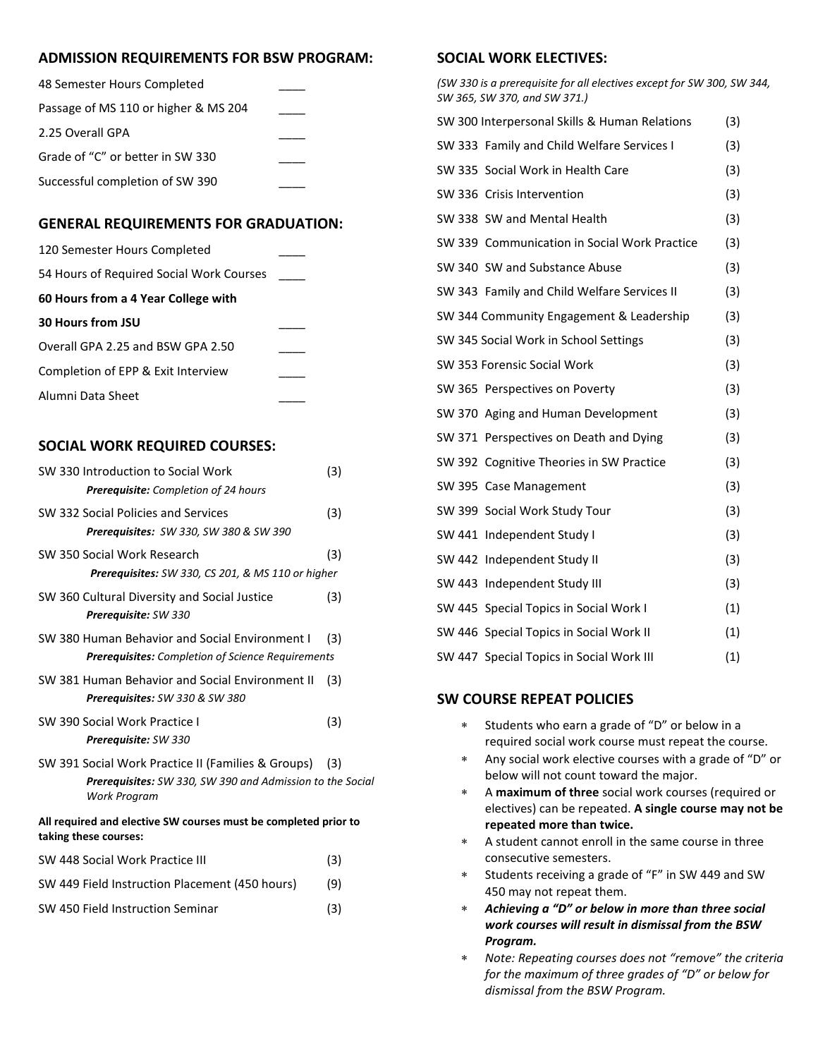## ADMISSION REQUIREMENTS FOR BSW PROGRAM:

| | |
|---|---|
| 48 Semester Hours Completed | ____ |
| Passage of MS 110 or higher & MS 204 | ____ |
| 2.25 Overall GPA | ____ |
| Grade of "C" or better in SW 330 | ____ |
| Successful completion of SW 390 | ____ |

## GENERAL REQUIREMENTS FOR GRADUATION:

| | |
|---|---|
| 120 Semester Hours Completed | ____ |
| 54 Hours of Required Social Work Courses | ____ |
| **60 Hours from a 4 Year College with 30 Hours from JSU** | ____ |
| Overall GPA 2.25 and BSW GPA 2.50 | ____ |
| Completion of EPP & Exit Interview | ____ |
| Alumni Data Sheet | ____ |

## SOCIAL WORK REQUIRED COURSES:

SW 330 Introduction to Social Work (3)
***Prerequisite:*** *Completion of 24 hours*

SW 332 Social Policies and Services (3)
***Prerequisites:*** *SW 330, SW 380 & SW 390*

SW 350 Social Work Research (3)
***Prerequisites:*** *SW 330, CS 201, & MS 110 or higher*

SW 360 Cultural Diversity and Social Justice (3)
***Prerequisite:*** *SW 330*

SW 380 Human Behavior and Social Environment I (3)
***Prerequisites:*** *Completion of Science Requirements*

SW 381 Human Behavior and Social Environment II (3)
***Prerequisites:*** *SW 330 & SW 380*

SW 390 Social Work Practice I (3)
***Prerequisite:*** *SW 330*

SW 391 Social Work Practice II (Families & Groups) (3)
***Prerequisites:*** *SW 330, SW 390 and Admission to the Social Work Program*

**All required and elective SW courses must be completed prior to taking these courses:**

SW 448 Social Work Practice III (3)

SW 449 Field Instruction Placement (450 hours) (9)

SW 450 Field Instruction Seminar (3)

## SOCIAL WORK ELECTIVES:

*(SW 330 is a prerequisite for all electives except for SW 300, SW 344, SW 365, SW 370, and SW 371.)*

| | |
|---|---|
| SW 300 Interpersonal Skills & Human Relations | (3) |
| SW 333 Family and Child Welfare Services I | (3) |
| SW 335 Social Work in Health Care | (3) |
| SW 336 Crisis Intervention | (3) |
| SW 338 SW and Mental Health | (3) |
| SW 339 Communication in Social Work Practice | (3) |
| SW 340 SW and Substance Abuse | (3) |
| SW 343 Family and Child Welfare Services II | (3) |
| SW 344 Community Engagement & Leadership | (3) |
| SW 345 Social Work in School Settings | (3) |
| SW 353 Forensic Social Work | (3) |
| SW 365 Perspectives on Poverty | (3) |
| SW 370 Aging and Human Development | (3) |
| SW 371 Perspectives on Death and Dying | (3) |
| SW 392 Cognitive Theories in SW Practice | (3) |
| SW 395 Case Management | (3) |
| SW 399 Social Work Study Tour | (3) |
| SW 441 Independent Study I | (3) |
| SW 442 Independent Study II | (3) |
| SW 443 Independent Study III | (3) |
| SW 445 Special Topics in Social Work I | (1) |
| SW 446 Special Topics in Social Work II | (1) |
| SW 447 Special Topics in Social Work III | (1) |

## SW COURSE REPEAT POLICIES

- Students who earn a grade of "D" or below in a required social work course must repeat the course.
- Any social work elective courses with a grade of "D" or below will not count toward the major.
- A **maximum of three** social work courses (required or electives) can be repeated. **A single course may not be repeated more than twice.**
- A student cannot enroll in the same course in three consecutive semesters.
- Students receiving a grade of "F" in SW 449 and SW 450 may not repeat them.
- ***Achieving a "D" or below in more than three social work courses will result in dismissal from the BSW Program.***
- *Note: Repeating courses does not "remove" the criteria for the maximum of three grades of "D" or below for dismissal from the BSW Program.*